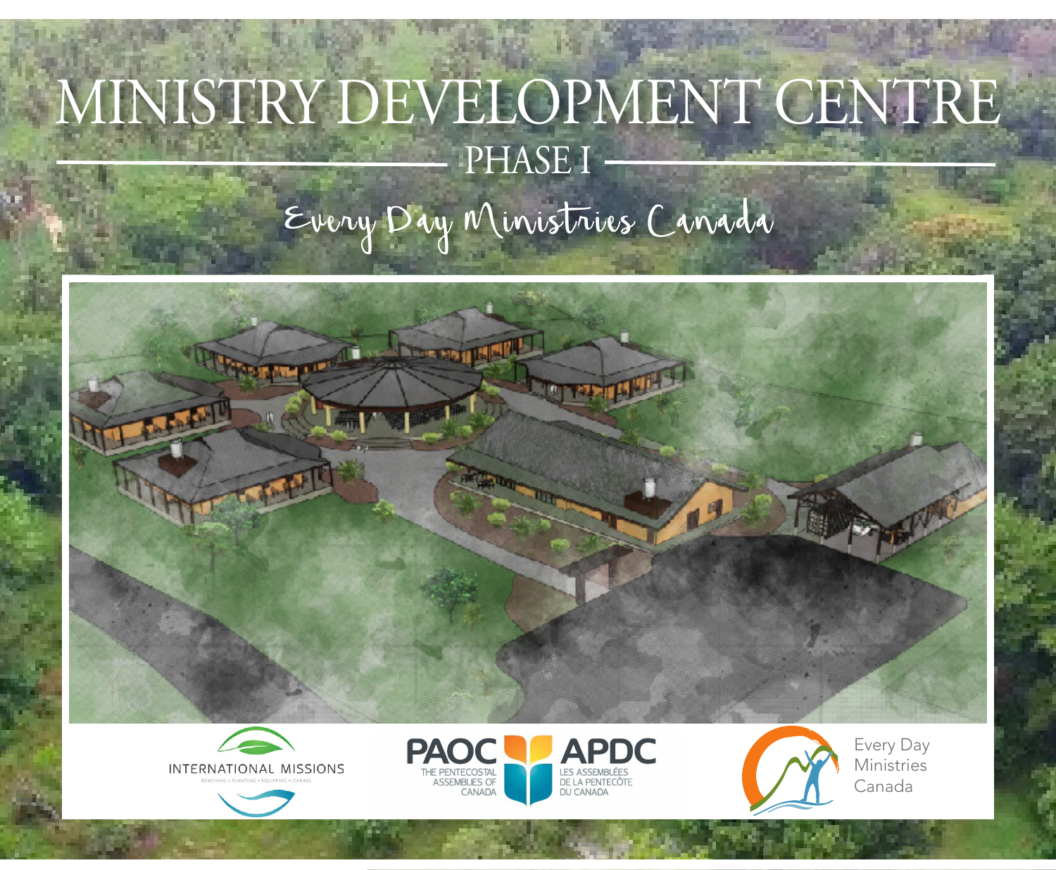# MINISTRY DEVELOPMENT CENTRE

## PHASE I

Every Day Ministries Canada

INTERNATIONAL MISSIONS

REACHING • PLANTING • EQUIPPING • CARING

PAOC APDC

THE PENTECOSTAL ASSEMBLIES OF CANADA

LES ASSEMBLÉES DE LA PENTECÔTE DU CANADA

Every Day Ministries Canada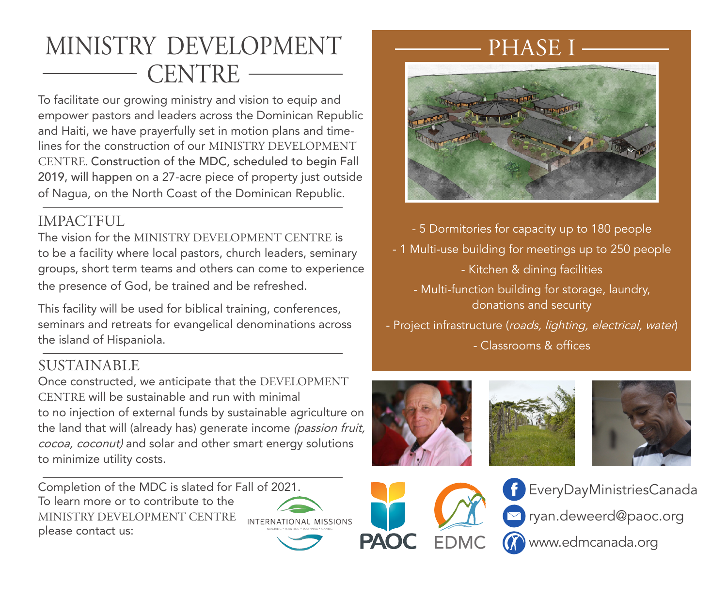# MINISTRY DEVELOPMENT CENTRE

To facilitate our growing ministry and vision to equip and empower pastors and leaders across the Dominican Republic and Haiti, we have prayerfully set in motion plans and timelines for the construction of our MINISTRY DEVELOPMENT CENTRE. Construction of the MDC, scheduled to begin Fall 2019, will happen on a 27-acre piece of property just outside of Nagua, on the North Coast of the Dominican Republic.

## IMPACTFUL

The vision for the MINISTRY DEVELOPMENT CENTRE is to be a facility where local pastors, church leaders, seminary groups, short term teams and others can come to experience the presence of God, be trained and be refreshed.

This facility will be used for biblical training, conferences, seminars and retreats for evangelical denominations across the island of Hispaniola.

## SUSTAINABLE

Once constructed, we anticipate that the DEVELOPMENT CENTRE will be sustainable and run with minimal to no injection of external funds by sustainable agriculture on the land that will (already has) generate income *(passion fruit, cocoa, coconut)* and solar and other smart energy solutions to minimize utility costs.

Completion of the MDC is slated for Fall of 2021.
To learn more or to contribute to the MINISTRY DEVELOPMENT CENTRE please contact us:

INTERNATIONAL MISSIONS

## PHASE I

- 5 Dormitories for capacity up to 180 people
- 1 Multi-use building for meetings up to 250 people
- Kitchen & dining facilities
- Multi-function building for storage, laundry, donations and security
- Project infrastructure (*roads, lighting, electrical, water*)
- Classrooms & offices

PAOC EDMC

EveryDayMinistriesCanada
ryan.deweerd@paoc.org
www.edmcanada.org